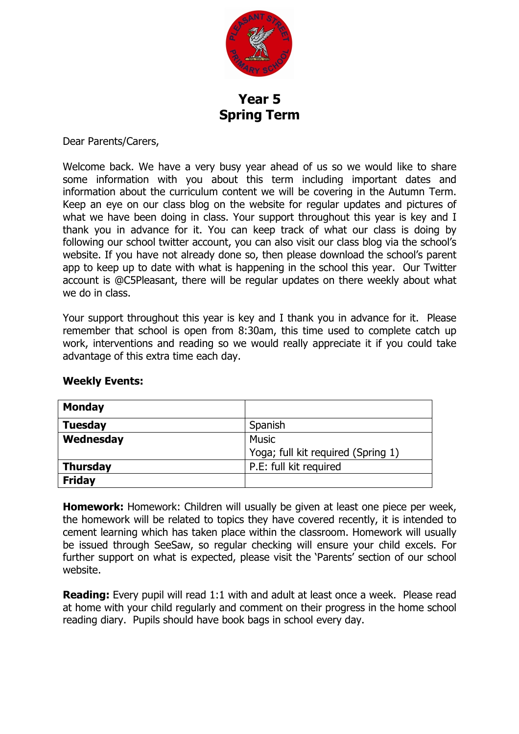# Year 5
# Spring Term

Dear Parents/Carers,

Welcome back. We have a very busy year ahead of us so we would like to share some information with you about this term including important dates and information about the curriculum content we will be covering in the Autumn Term. Keep an eye on our class blog on the website for regular updates and pictures of what we have been doing in class. Your support throughout this year is key and I thank you in advance for it. You can keep track of what our class is doing by following our school twitter account, you can also visit our class blog via the school's website. If you have not already done so, then please download the school's parent app to keep up to date with what is happening in the school this year. Our Twitter account is @C5Pleasant, there will be regular updates on there weekly about what we do in class.

Your support throughout this year is key and I thank you in advance for it. Please remember that school is open from 8:30am, this time used to complete catch up work, interventions and reading so we would really appreciate it if you could take advantage of this extra time each day.

**Weekly Events:**

| **Monday** | |
|---|---|
| **Tuesday** | Spanish |
| **Wednesday** | Music<br>Yoga; full kit required (Spring 1) |
| **Thursday** | P.E: full kit required |
| **Friday** | |

**Homework:** Homework: Children will usually be given at least one piece per week, the homework will be related to topics they have covered recently, it is intended to cement learning which has taken place within the classroom. Homework will usually be issued through SeeSaw, so regular checking will ensure your child excels. For further support on what is expected, please visit the 'Parents' section of our school website.

**Reading:** Every pupil will read 1:1 with and adult at least once a week. Please read at home with your child regularly and comment on their progress in the home school reading diary. Pupils should have book bags in school every day.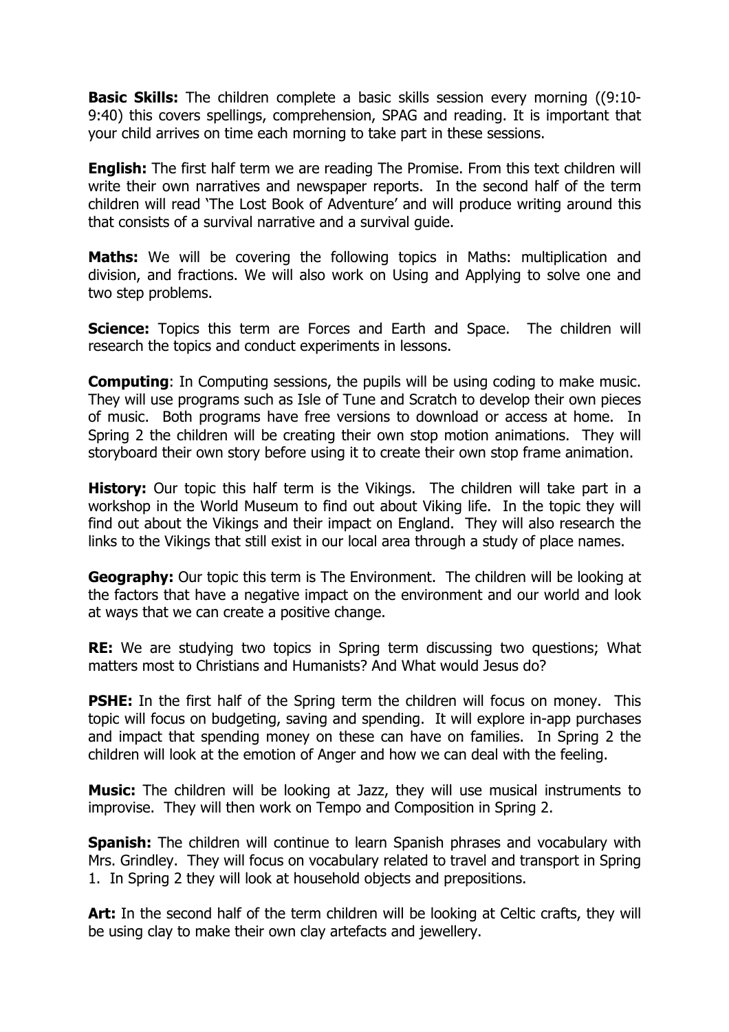**Basic Skills:** The children complete a basic skills session every morning ((9:10-9:40) this covers spellings, comprehension, SPAG and reading. It is important that your child arrives on time each morning to take part in these sessions.

**English:** The first half term we are reading The Promise. From this text children will write their own narratives and newspaper reports. In the second half of the term children will read 'The Lost Book of Adventure' and will produce writing around this that consists of a survival narrative and a survival guide.

**Maths:** We will be covering the following topics in Maths: multiplication and division, and fractions. We will also work on Using and Applying to solve one and two step problems.

**Science:** Topics this term are Forces and Earth and Space. The children will research the topics and conduct experiments in lessons.

**Computing**: In Computing sessions, the pupils will be using coding to make music. They will use programs such as Isle of Tune and Scratch to develop their own pieces of music. Both programs have free versions to download or access at home. In Spring 2 the children will be creating their own stop motion animations. They will storyboard their own story before using it to create their own stop frame animation.

**History:** Our topic this half term is the Vikings. The children will take part in a workshop in the World Museum to find out about Viking life. In the topic they will find out about the Vikings and their impact on England. They will also research the links to the Vikings that still exist in our local area through a study of place names.

**Geography:** Our topic this term is The Environment. The children will be looking at the factors that have a negative impact on the environment and our world and look at ways that we can create a positive change.

**RE:** We are studying two topics in Spring term discussing two questions; What matters most to Christians and Humanists? And What would Jesus do?

**PSHE:** In the first half of the Spring term the children will focus on money. This topic will focus on budgeting, saving and spending. It will explore in-app purchases and impact that spending money on these can have on families. In Spring 2 the children will look at the emotion of Anger and how we can deal with the feeling.

**Music:** The children will be looking at Jazz, they will use musical instruments to improvise. They will then work on Tempo and Composition in Spring 2.

**Spanish:** The children will continue to learn Spanish phrases and vocabulary with Mrs. Grindley. They will focus on vocabulary related to travel and transport in Spring 1. In Spring 2 they will look at household objects and prepositions.

**Art:** In the second half of the term children will be looking at Celtic crafts, they will be using clay to make their own clay artefacts and jewellery.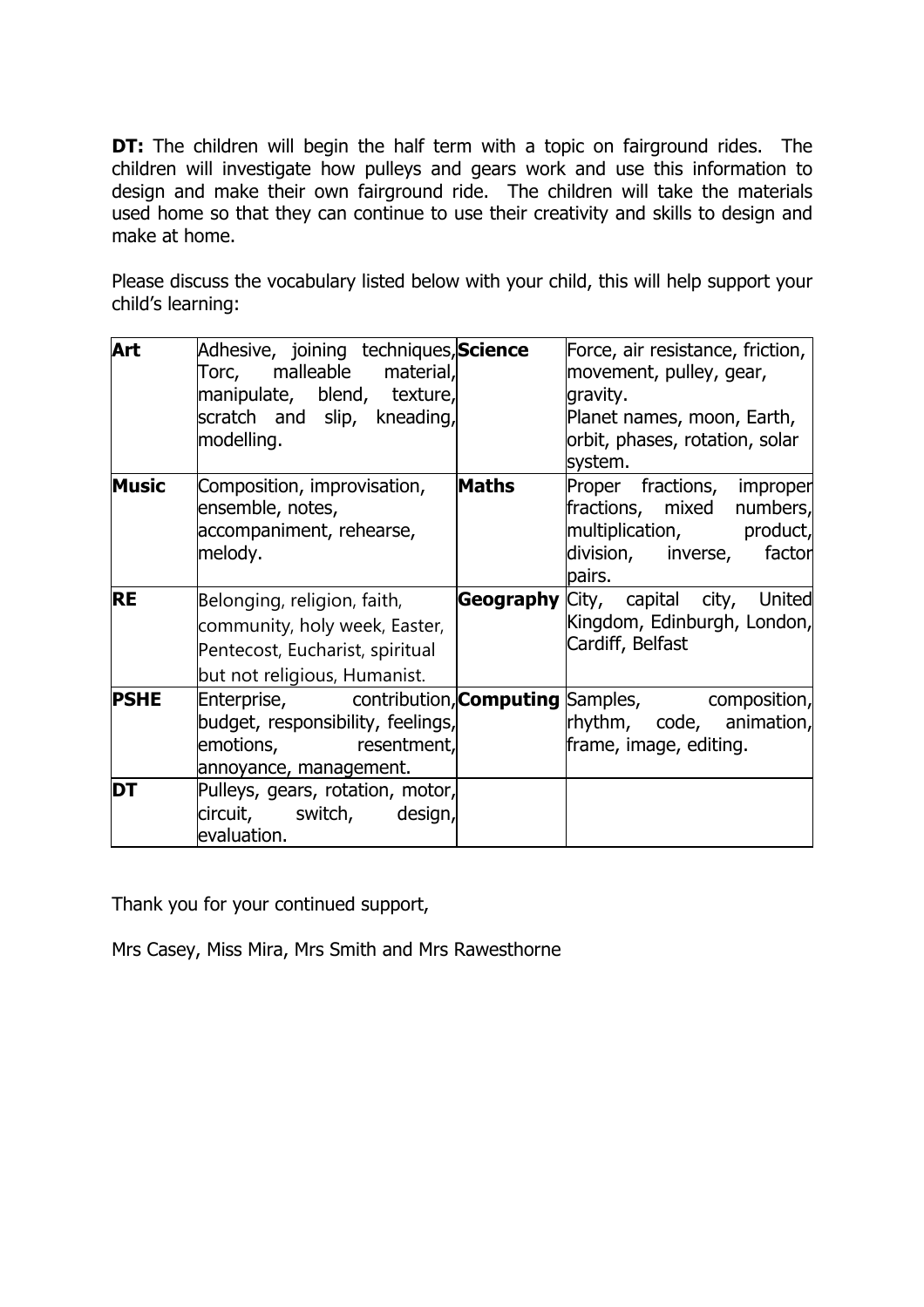**DT:** The children will begin the half term with a topic on fairground rides. The children will investigate how pulleys and gears work and use this information to design and make their own fairground ride. The children will take the materials used home so that they can continue to use their creativity and skills to design and make at home.

Please discuss the vocabulary listed below with your child, this will help support your child's learning:

| | | | |
|---|---|---|---|
| **Art** | Adhesive, joining techniques, Torc, malleable material, manipulate, blend, texture, scratch and slip, kneading, modelling. | **Science** | Force, air resistance, friction, movement, pulley, gear, gravity. Planet names, moon, Earth, orbit, phases, rotation, solar system. |
| **Music** | Composition, improvisation, ensemble, notes, accompaniment, rehearse, melody. | **Maths** | Proper fractions, improper fractions, mixed numbers, multiplication, product, division, inverse, factor pairs. |
| **RE** | Belonging, religion, faith, community, holy week, Easter, Pentecost, Eucharist, spiritual but not religious, Humanist. | **Geography** | City, capital city, United Kingdom, Edinburgh, London, Cardiff, Belfast |
| **PSHE** | Enterprise, contribution, budget, responsibility, feelings, emotions, resentment, annoyance, management. | **Computing** | Samples, composition, rhythm, code, animation, frame, image, editing. |
| **DT** | Pulleys, gears, rotation, motor, circuit, switch, design, evaluation. | | |

Thank you for your continued support,

Mrs Casey, Miss Mira, Mrs Smith and Mrs Rawesthorne